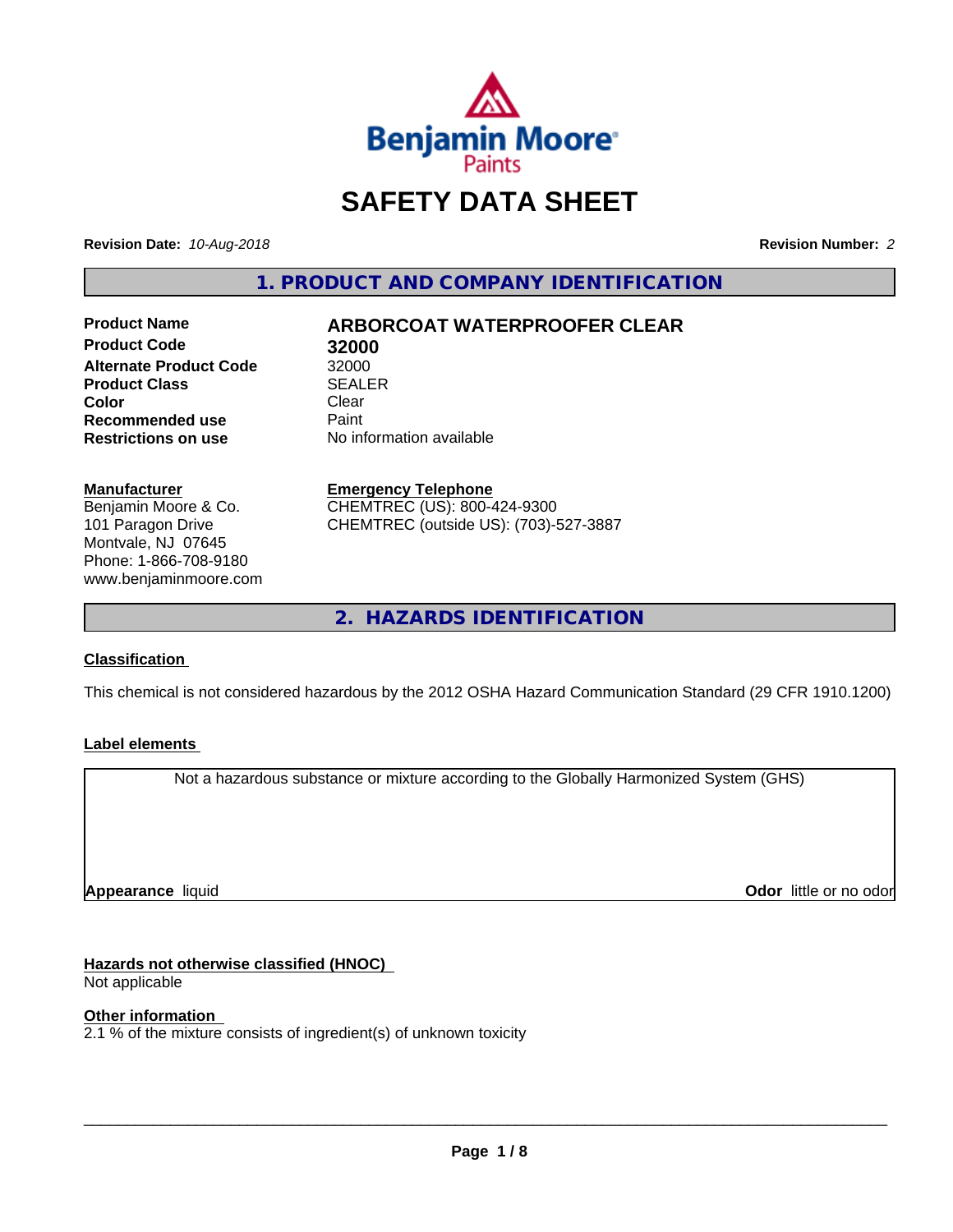Benjamin Moore Paints

# SAFETY DATA SHEET

**Revision Date:** *10-Aug-2018* **Revision Number:** *2*

## 1. PRODUCT AND COMPANY IDENTIFICATION

| | |
|---|---|
| **Product Name** | **ARBORCOAT WATERPROOFER CLEAR** |
| **Product Code** | **32000** |
| **Alternate Product Code** | 32000 |
| **Product Class** | SEALER |
| **Color** | Clear |
| **Recommended use** | Paint |
| **Restrictions on use** | No information available |

**Manufacturer**
Benjamin Moore & Co.
101 Paragon Drive
Montvale, NJ 07645
Phone: 1-866-708-9180
www.benjaminmoore.com

**Emergency Telephone**
CHEMTREC (US): 800-424-9300
CHEMTREC (outside US): (703)-527-3887

## 2. HAZARDS IDENTIFICATION

**Classification**

This chemical is not considered hazardous by the 2012 OSHA Hazard Communication Standard (29 CFR 1910.1200)

**Label elements**

Not a hazardous substance or mixture according to the Globally Harmonized System (GHS)

**Appearance** liquid **Odor** little or no odor

**Hazards not otherwise classified (HNOC)**
Not applicable

**Other information**
2.1 % of the mixture consists of ingredient(s) of unknown toxicity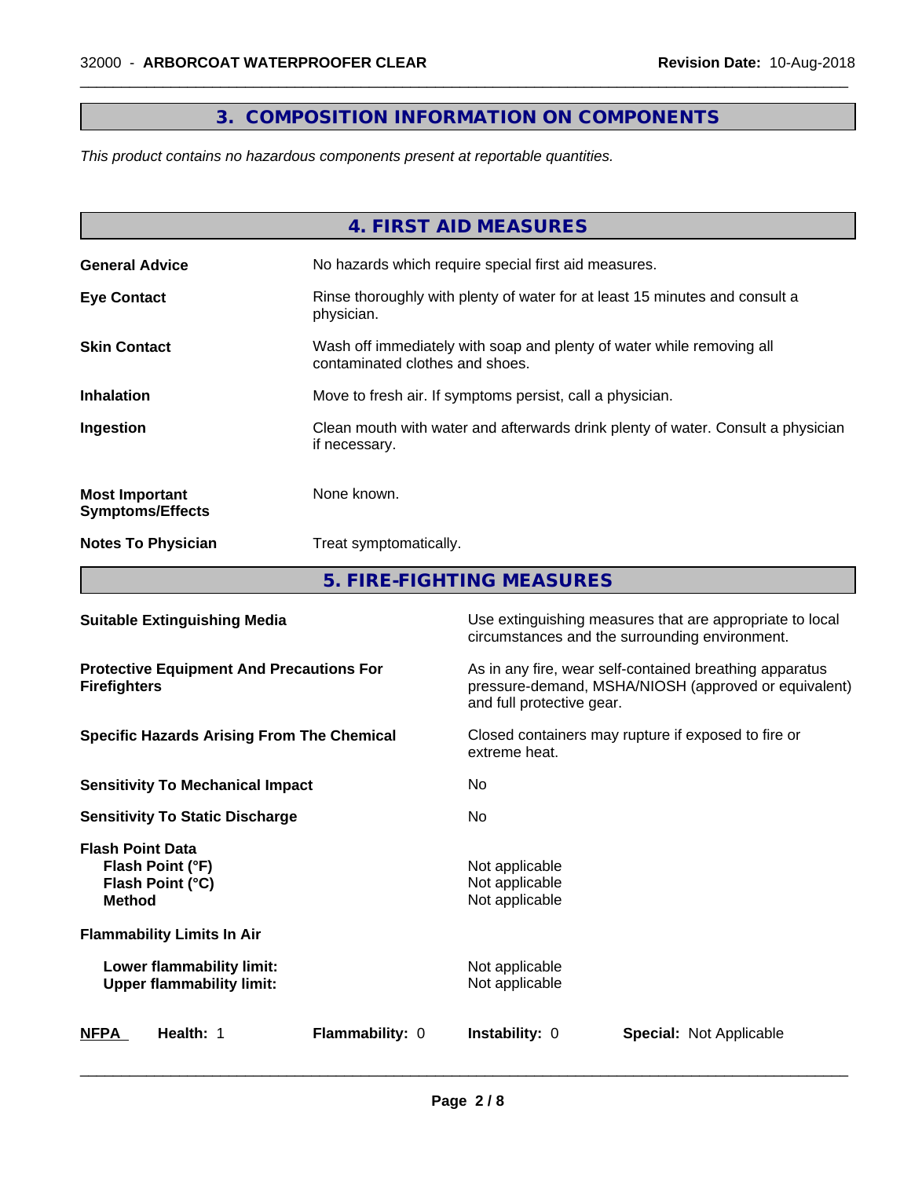## 3. COMPOSITION INFORMATION ON COMPONENTS

*This product contains no hazardous components present at reportable quantities.*

## 4. FIRST AID MEASURES

| | |
|---|---|
| **General Advice** | No hazards which require special first aid measures. |
| **Eye Contact** | Rinse thoroughly with plenty of water for at least 15 minutes and consult a physician. |
| **Skin Contact** | Wash off immediately with soap and plenty of water while removing all contaminated clothes and shoes. |
| **Inhalation** | Move to fresh air. If symptoms persist, call a physician. |
| **Ingestion** | Clean mouth with water and afterwards drink plenty of water. Consult a physician if necessary. |
| **Most Important Symptoms/Effects** | None known. |
| **Notes To Physician** | Treat symptomatically. |

## 5. FIRE-FIGHTING MEASURES

| | |
|---|---|
| **Suitable Extinguishing Media** | Use extinguishing measures that are appropriate to local circumstances and the surrounding environment. |
| **Protective Equipment And Precautions For Firefighters** | As in any fire, wear self-contained breathing apparatus pressure-demand, MSHA/NIOSH (approved or equivalent) and full protective gear. |
| **Specific Hazards Arising From The Chemical** | Closed containers may rupture if exposed to fire or extreme heat. |
| **Sensitivity To Mechanical Impact** | No |
| **Sensitivity To Static Discharge** | No |

**Flash Point Data**

| | |
|---|---|
| **Flash Point (°F)** | Not applicable |
| **Flash Point (°C)** | Not applicable |
| **Method** | Not applicable |

**Flammability Limits In Air**

| | |
|---|---|
| **Lower flammability limit:** | Not applicable |
| **Upper flammability limit:** | Not applicable |

| **NFPA** | **Health:** 1 | **Flammability:** 0 | **Instability:** 0 | **Special:** Not Applicable |
|---|---|---|---|---|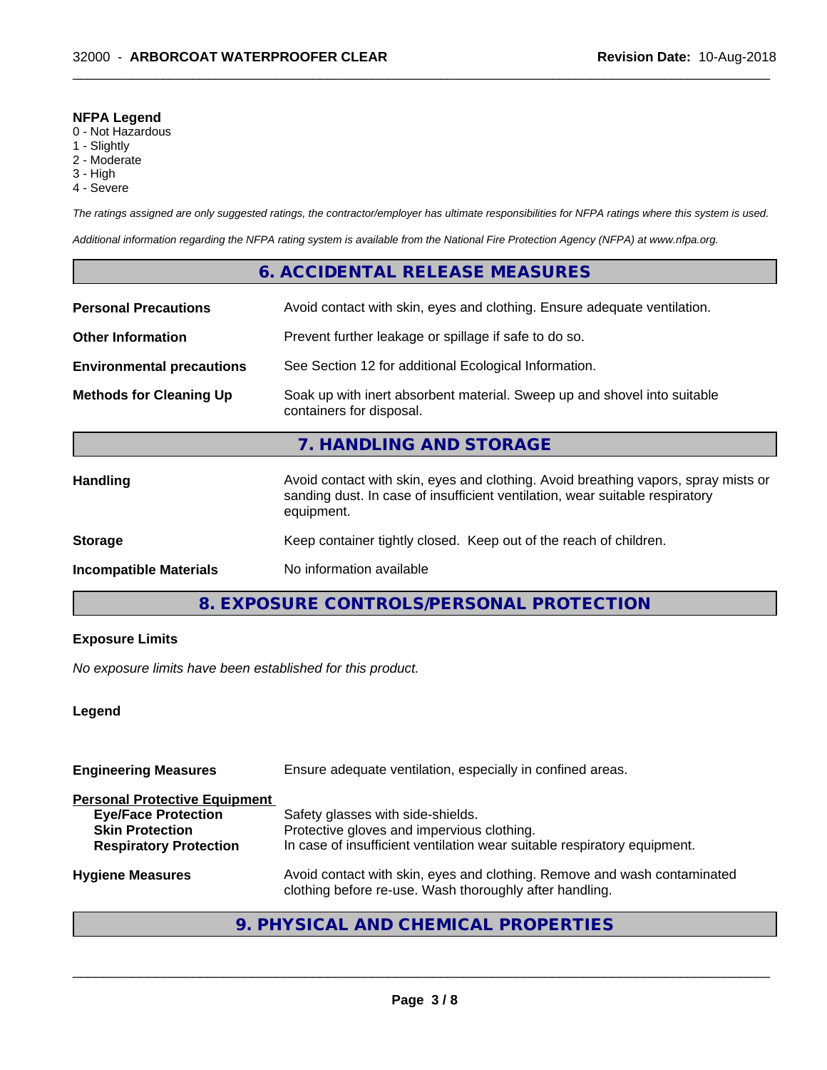**NFPA Legend**
0 - Not Hazardous
1 - Slightly
2 - Moderate
3 - High
4 - Severe

*The ratings assigned are only suggested ratings, the contractor/employer has ultimate responsibilities for NFPA ratings where this system is used.*

*Additional information regarding the NFPA rating system is available from the National Fire Protection Agency (NFPA) at www.nfpa.org.*

## 6. ACCIDENTAL RELEASE MEASURES

**Personal Precautions** Avoid contact with skin, eyes and clothing. Ensure adequate ventilation.

**Other Information** Prevent further leakage or spillage if safe to do so.

**Environmental precautions** See Section 12 for additional Ecological Information.

**Methods for Cleaning Up** Soak up with inert absorbent material. Sweep up and shovel into suitable containers for disposal.

## 7. HANDLING AND STORAGE

**Handling** Avoid contact with skin, eyes and clothing. Avoid breathing vapors, spray mists or sanding dust. In case of insufficient ventilation, wear suitable respiratory equipment.

**Storage** Keep container tightly closed. Keep out of the reach of children.

**Incompatible Materials** No information available

## 8. EXPOSURE CONTROLS/PERSONAL PROTECTION

**Exposure Limits**

*No exposure limits have been established for this product.*

**Legend**

**Engineering Measures** Ensure adequate ventilation, especially in confined areas.

**Personal Protective Equipment**
- **Eye/Face Protection** Safety glasses with side-shields.
- **Skin Protection** Protective gloves and impervious clothing.
- **Respiratory Protection** In case of insufficient ventilation wear suitable respiratory equipment.

**Hygiene Measures** Avoid contact with skin, eyes and clothing. Remove and wash contaminated clothing before re-use. Wash thoroughly after handling.

## 9. PHYSICAL AND CHEMICAL PROPERTIES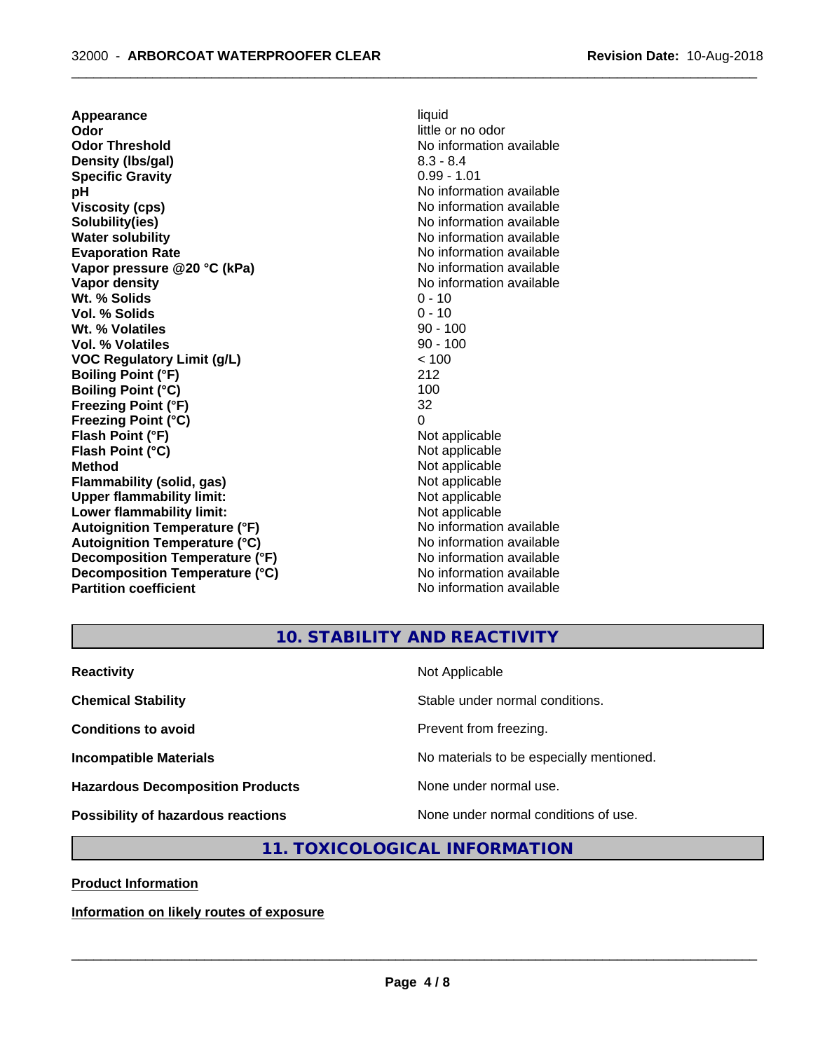| | |
|---|---|
| **Appearance** | liquid |
| **Odor** | little or no odor |
| **Odor Threshold** | No information available |
| **Density (lbs/gal)** | 8.3 - 8.4 |
| **Specific Gravity** | 0.99 - 1.01 |
| **pH** | No information available |
| **Viscosity (cps)** | No information available |
| **Solubility(ies)** | No information available |
| **Water solubility** | No information available |
| **Evaporation Rate** | No information available |
| **Vapor pressure @20 °C (kPa)** | No information available |
| **Vapor density** | No information available |
| **Wt. % Solids** | 0 - 10 |
| **Vol. % Solids** | 0 - 10 |
| **Wt. % Volatiles** | 90 - 100 |
| **Vol. % Volatiles** | 90 - 100 |
| **VOC Regulatory Limit (g/L)** | < 100 |
| **Boiling Point (°F)** | 212 |
| **Boiling Point (°C)** | 100 |
| **Freezing Point (°F)** | 32 |
| **Freezing Point (°C)** | 0 |
| **Flash Point (°F)** | Not applicable |
| **Flash Point (°C)** | Not applicable |
| **Method** | Not applicable |
| **Flammability (solid, gas)** | Not applicable |
| **Upper flammability limit:** | Not applicable |
| **Lower flammability limit:** | Not applicable |
| **Autoignition Temperature (°F)** | No information available |
| **Autoignition Temperature (°C)** | No information available |
| **Decomposition Temperature (°F)** | No information available |
| **Decomposition Temperature (°C)** | No information available |
| **Partition coefficient** | No information available |

## 10. STABILITY AND REACTIVITY

| | |
|---|---|
| **Reactivity** | Not Applicable |
| **Chemical Stability** | Stable under normal conditions. |
| **Conditions to avoid** | Prevent from freezing. |
| **Incompatible Materials** | No materials to be especially mentioned. |
| **Hazardous Decomposition Products** | None under normal use. |
| **Possibility of hazardous reactions** | None under normal conditions of use. |

## 11. TOXICOLOGICAL INFORMATION

**Product Information**

**Information on likely routes of exposure**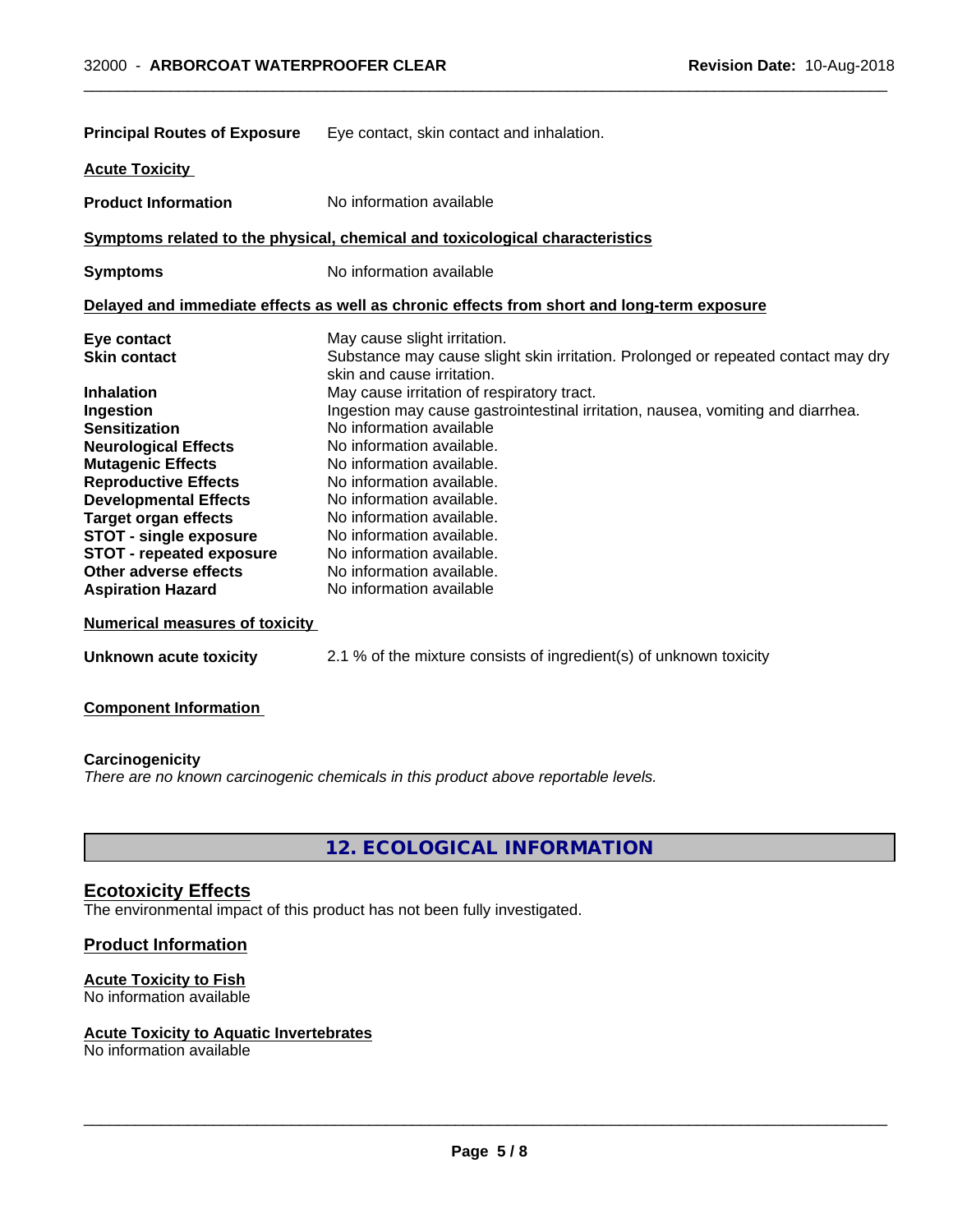**Principal Routes of Exposure** Eye contact, skin contact and inhalation.

**Acute Toxicity**

**Product Information** No information available

**Symptoms related to the physical, chemical and toxicological characteristics**

**Symptoms** No information available

**Delayed and immediate effects as well as chronic effects from short and long-term exposure**

| | |
|---|---|
| **Eye contact** | May cause slight irritation. |
| **Skin contact** | Substance may cause slight skin irritation. Prolonged or repeated contact may dry skin and cause irritation. |
| **Inhalation** | May cause irritation of respiratory tract. |
| **Ingestion** | Ingestion may cause gastrointestinal irritation, nausea, vomiting and diarrhea. |
| **Sensitization** | No information available |
| **Neurological Effects** | No information available. |
| **Mutagenic Effects** | No information available. |
| **Reproductive Effects** | No information available. |
| **Developmental Effects** | No information available. |
| **Target organ effects** | No information available. |
| **STOT - single exposure** | No information available. |
| **STOT - repeated exposure** | No information available. |
| **Other adverse effects** | No information available. |
| **Aspiration Hazard** | No information available |

**Numerical measures of toxicity**

**Unknown acute toxicity** 2.1 % of the mixture consists of ingredient(s) of unknown toxicity

**Component Information**

**Carcinogenicity**

*There are no known carcinogenic chemicals in this product above reportable levels.*

# 12. ECOLOGICAL INFORMATION

## Ecotoxicity Effects

The environmental impact of this product has not been fully investigated.

### Product Information

**Acute Toxicity to Fish**

No information available

**Acute Toxicity to Aquatic Invertebrates**

No information available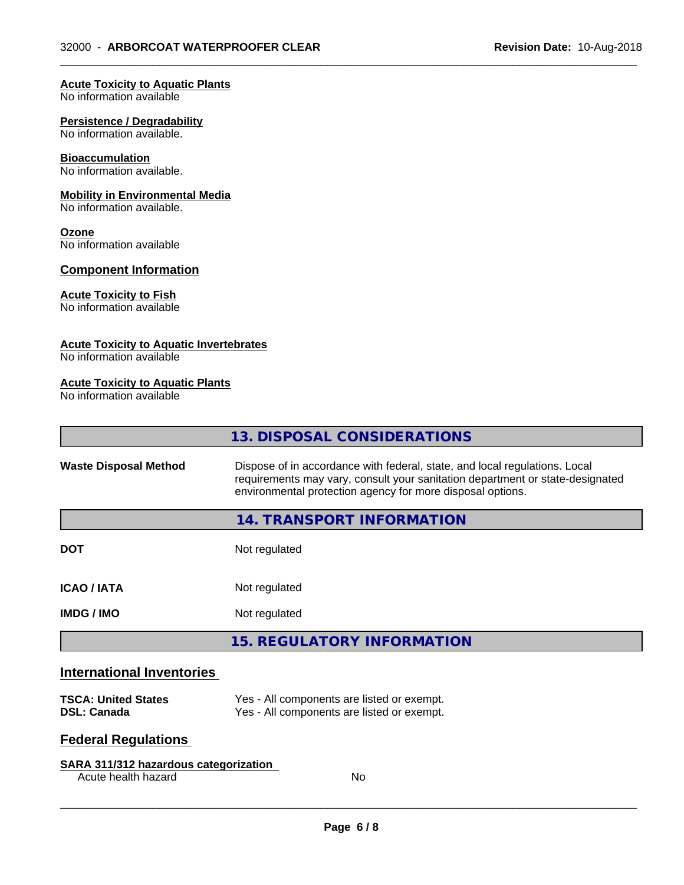**Acute Toxicity to Aquatic Plants**
No information available

**Persistence / Degradability**
No information available.

**Bioaccumulation**
No information available.

**Mobility in Environmental Media**
No information available.

**Ozone**
No information available

### Component Information

**Acute Toxicity to Fish**
No information available

**Acute Toxicity to Aquatic Invertebrates**
No information available

**Acute Toxicity to Aquatic Plants**
No information available

## 13. DISPOSAL CONSIDERATIONS

| | |
|---|---|
| **Waste Disposal Method** | Dispose of in accordance with federal, state, and local regulations. Local requirements may vary, consult your sanitation department or state-designated environmental protection agency for more disposal options. |

## 14. TRANSPORT INFORMATION

| | |
|---|---|
| **DOT** | Not regulated |
| **ICAO / IATA** | Not regulated |
| **IMDG / IMO** | Not regulated |

## 15. REGULATORY INFORMATION

### International Inventories

| | |
|---|---|
| **TSCA: United States** | Yes - All components are listed or exempt. |
| **DSL: Canada** | Yes - All components are listed or exempt. |

### Federal Regulations

**SARA 311/312 hazardous categorization**

| | |
|---|---|
| Acute health hazard | No |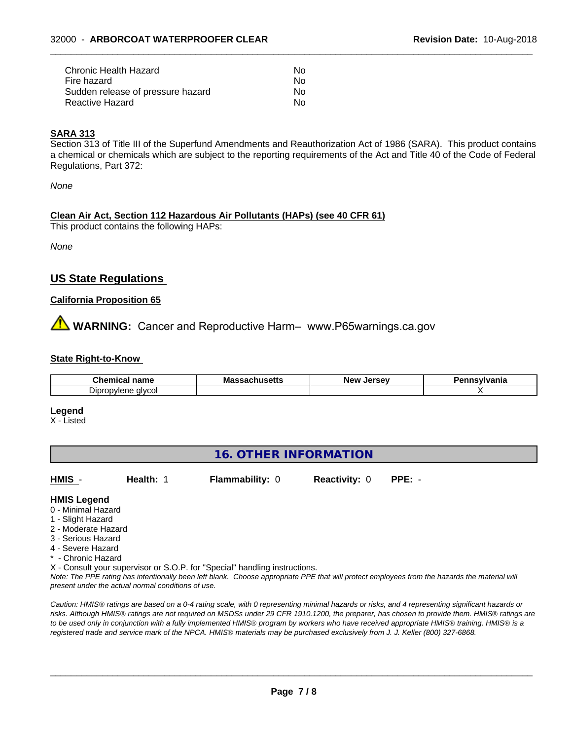| | |
|---|---|
| Chronic Health Hazard | No |
| Fire hazard | No |
| Sudden release of pressure hazard | No |
| Reactive Hazard | No |

**SARA 313**

Section 313 of Title III of the Superfund Amendments and Reauthorization Act of 1986 (SARA). This product contains a chemical or chemicals which are subject to the reporting requirements of the Act and Title 40 of the Code of Federal Regulations, Part 372:

*None*

**Clean Air Act, Section 112 Hazardous Air Pollutants (HAPs) (see 40 CFR 61)**

This product contains the following HAPs:

*None*

## US State Regulations

**California Proposition 65**

⚠ **WARNING:** Cancer and Reproductive Harm– www.P65warnings.ca.gov

**State Right-to-Know**

| Chemical name | Massachusetts | New Jersey | Pennsylvania |
|---|---|---|---|
| Dipropylene glycol | | | X |

**Legend**

X - Listed

## 16. OTHER INFORMATION

**HMIS** - **Health:** 1 **Flammability:** 0 **Reactivity:** 0 **PPE:** -

**HMIS Legend**

0 - Minimal Hazard
1 - Slight Hazard
2 - Moderate Hazard
3 - Serious Hazard
4 - Severe Hazard
* - Chronic Hazard
X - Consult your supervisor or S.O.P. for "Special" handling instructions.

*Note: The PPE rating has intentionally been left blank. Choose appropriate PPE that will protect employees from the hazards the material will present under the actual normal conditions of use.*

*Caution: HMIS® ratings are based on a 0-4 rating scale, with 0 representing minimal hazards or risks, and 4 representing significant hazards or risks. Although HMIS® ratings are not required on MSDSs under 29 CFR 1910.1200, the preparer, has chosen to provide them. HMIS® ratings are to be used only in conjunction with a fully implemented HMIS® program by workers who have received appropriate HMIS® training. HMIS® is a registered trade and service mark of the NPCA. HMIS® materials may be purchased exclusively from J. J. Keller (800) 327-6868.*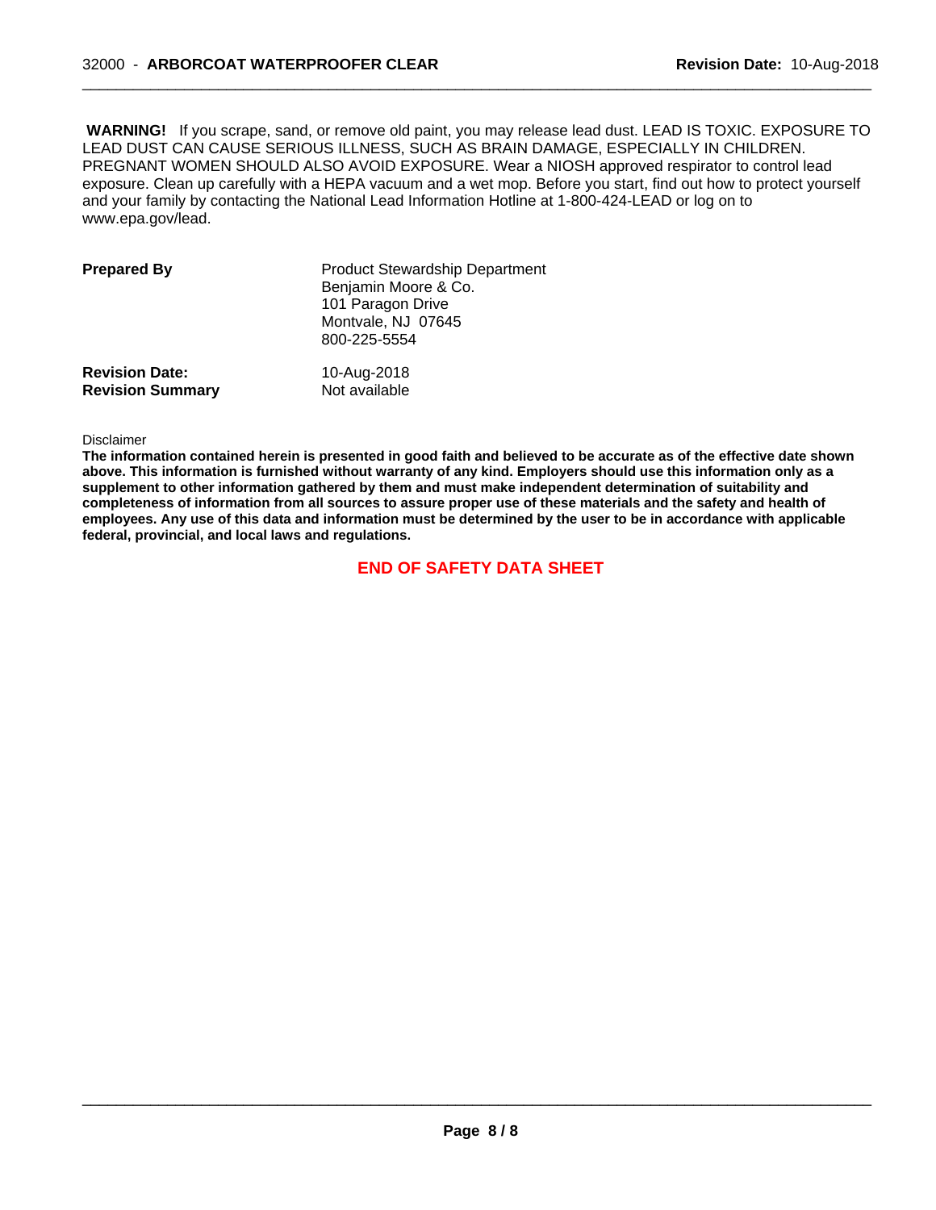**WARNING!** If you scrape, sand, or remove old paint, you may release lead dust. LEAD IS TOXIC. EXPOSURE TO LEAD DUST CAN CAUSE SERIOUS ILLNESS, SUCH AS BRAIN DAMAGE, ESPECIALLY IN CHILDREN. PREGNANT WOMEN SHOULD ALSO AVOID EXPOSURE. Wear a NIOSH approved respirator to control lead exposure. Clean up carefully with a HEPA vacuum and a wet mop. Before you start, find out how to protect yourself and your family by contacting the National Lead Information Hotline at 1-800-424-LEAD or log on to www.epa.gov/lead.

| | |
|---|---|
| **Prepared By** | Product Stewardship Department<br>Benjamin Moore & Co.<br>101 Paragon Drive<br>Montvale, NJ 07645<br>800-225-5554 |
| **Revision Date:** | 10-Aug-2018 |
| **Revision Summary** | Not available |

Disclaimer

**The information contained herein is presented in good faith and believed to be accurate as of the effective date shown above. This information is furnished without warranty of any kind. Employers should use this information only as a supplement to other information gathered by them and must make independent determination of suitability and completeness of information from all sources to assure proper use of these materials and the safety and health of employees. Any use of this data and information must be determined by the user to be in accordance with applicable federal, provincial, and local laws and regulations.**

**END OF SAFETY DATA SHEET**